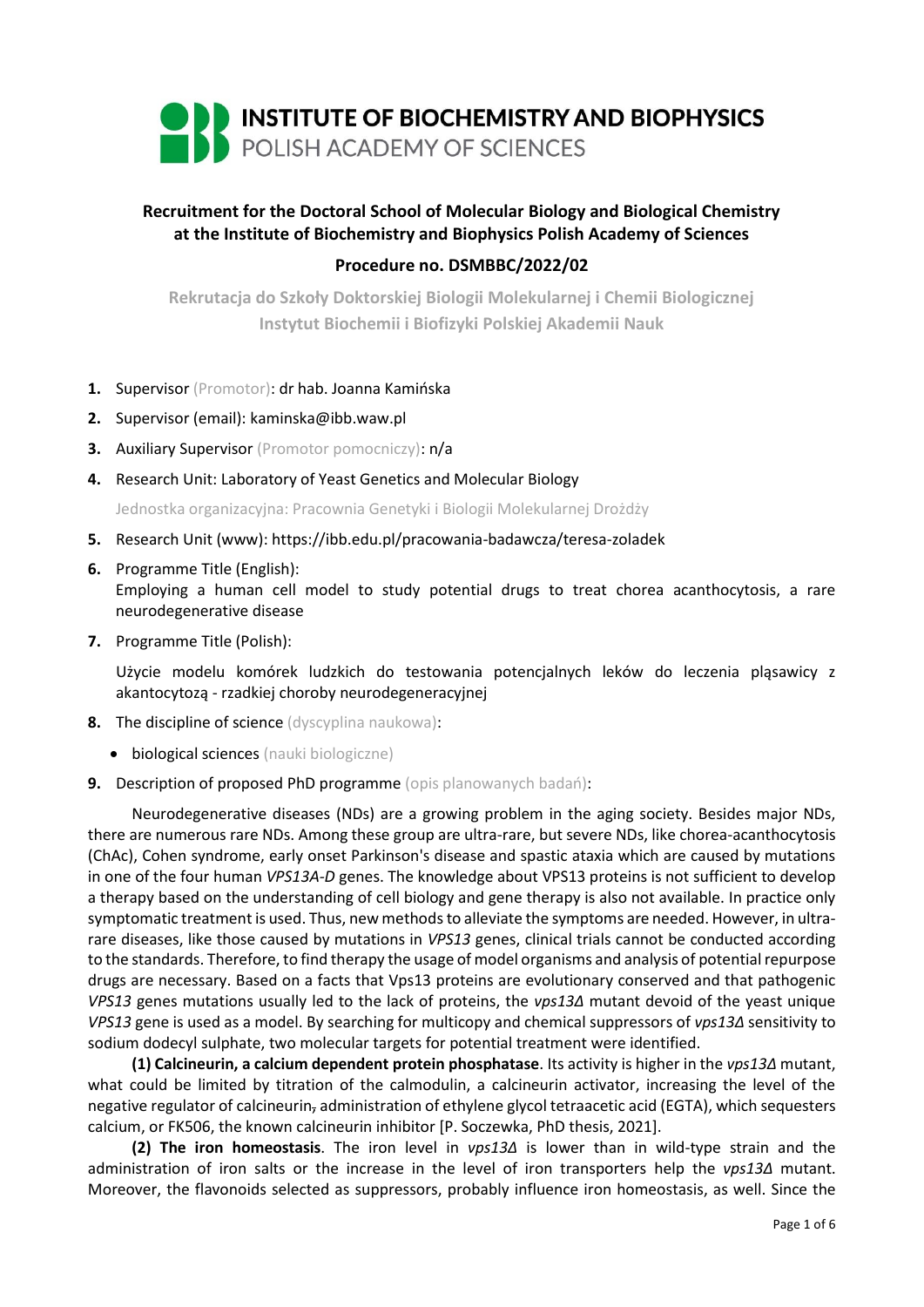# INSTITUTE OF BIOCHEMISTRY AND BIOPHYSICS
POLISH ACADEMY OF SCIENCES

**Recruitment for the Doctoral School of Molecular Biology and Biological Chemistry at the Institute of Biochemistry and Biophysics Polish Academy of Sciences**

**Procedure no. DSMBBC/2022/02**

**Rekrutacja do Szkoły Doktorskiej Biologii Molekularnej i Chemii Biologicznej Instytut Biochemii i Biofizyki Polskiej Akademii Nauk**

1. Supervisor (Promotor): dr hab. Joanna Kamińska
2. Supervisor (email): kaminska@ibb.waw.pl
3. Auxiliary Supervisor (Promotor pomocniczy): n/a
4. Research Unit: Laboratory of Yeast Genetics and Molecular Biology

   Jednostka organizacyjna: Pracownia Genetyki i Biologii Molekularnej Drożdży
5. Research Unit (www): https://ibb.edu.pl/pracowania-badawcza/teresa-zoladek
6. Programme Title (English):
   Employing a human cell model to study potential drugs to treat chorea acanthocytosis, a rare neurodegenerative disease
7. Programme Title (Polish):

   Użycie modelu komórek ludzkich do testowania potencjalnych leków do leczenia pląsawicy z akantocytozą - rzadkiej choroby neurodegeneracyjnej
8. The discipline of science (dyscyplina naukowa):
   - biological sciences (nauki biologiczne)
9. Description of proposed PhD programme (opis planowanych badań):

Neurodegenerative diseases (NDs) are a growing problem in the aging society. Besides major NDs, there are numerous rare NDs. Among these group are ultra-rare, but severe NDs, like chorea-acanthocytosis (ChAc), Cohen syndrome, early onset Parkinson's disease and spastic ataxia which are caused by mutations in one of the four human *VPS13A-D* genes. The knowledge about VPS13 proteins is not sufficient to develop a therapy based on the understanding of cell biology and gene therapy is also not available. In practice only symptomatic treatment is used. Thus, new methods to alleviate the symptoms are needed. However, in ultra-rare diseases, like those caused by mutations in *VPS13* genes, clinical trials cannot be conducted according to the standards. Therefore, to find therapy the usage of model organisms and analysis of potential repurpose drugs are necessary. Based on a facts that Vps13 proteins are evolutionary conserved and that pathogenic *VPS13* genes mutations usually led to the lack of proteins, the *vps13Δ* mutant devoid of the yeast unique *VPS13* gene is used as a model. By searching for multicopy and chemical suppressors of *vps13Δ* sensitivity to sodium dodecyl sulphate, two molecular targets for potential treatment were identified.

**(1) Calcineurin, a calcium dependent protein phosphatase**. Its activity is higher in the *vps13Δ* mutant, what could be limited by titration of the calmodulin, a calcineurin activator, increasing the level of the negative regulator of calcineurin, administration of ethylene glycol tetraacetic acid (EGTA), which sequesters calcium, or FK506, the known calcineurin inhibitor [P. Soczewka, PhD thesis, 2021].

**(2) The iron homeostasis**. The iron level in *vps13Δ* is lower than in wild-type strain and the administration of iron salts or the increase in the level of iron transporters help the *vps13Δ* mutant. Moreover, the flavonoids selected as suppressors, probably influence iron homeostasis, as well. Since the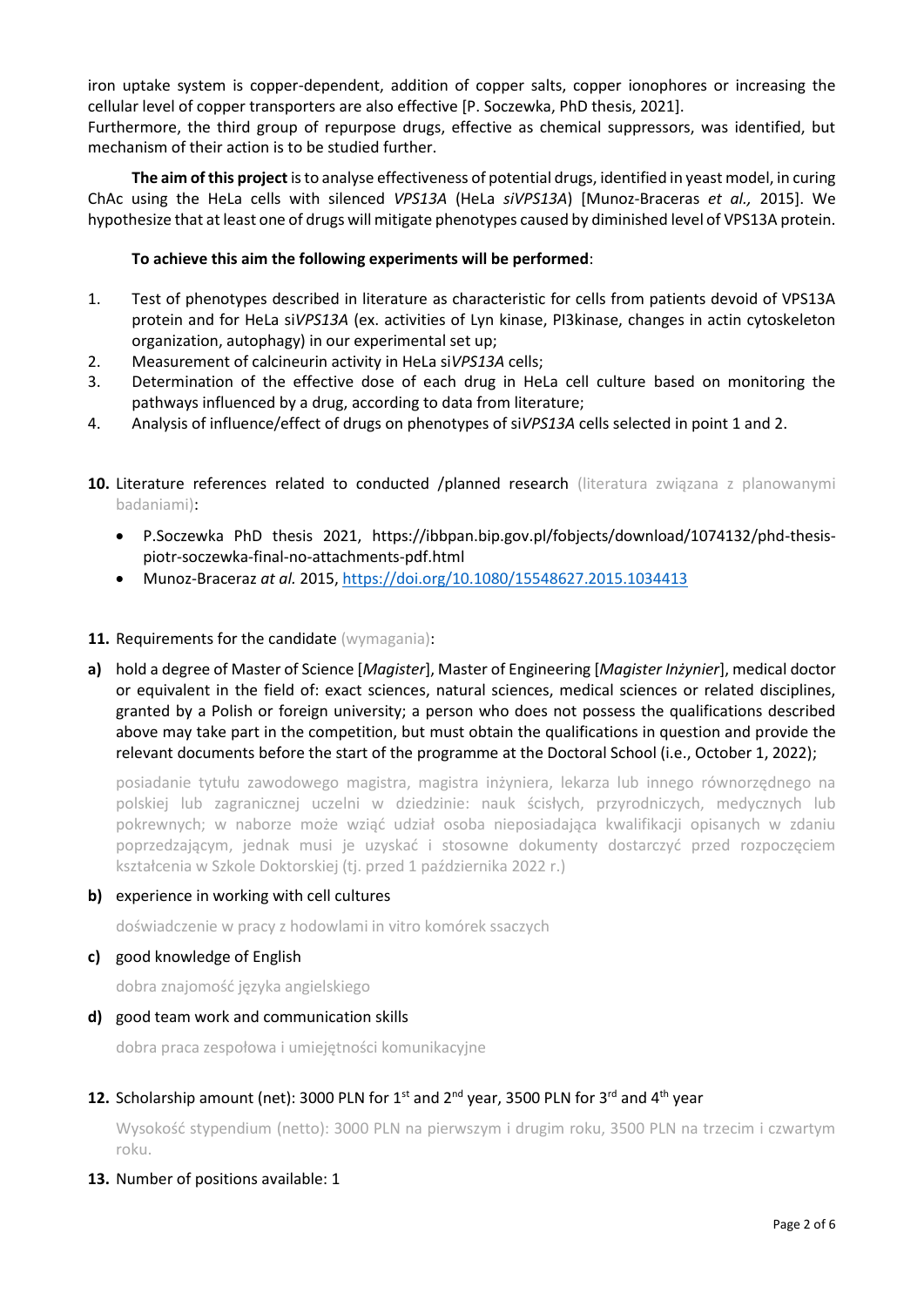iron uptake system is copper-dependent, addition of copper salts, copper ionophores or increasing the cellular level of copper transporters are also effective [P. Soczewka, PhD thesis, 2021].
Furthermore, the third group of repurpose drugs, effective as chemical suppressors, was identified, but mechanism of their action is to be studied further.

**The aim of this project** is to analyse effectiveness of potential drugs, identified in yeast model, in curing ChAc using the HeLa cells with silenced *VPS13A* (HeLa *siVPS13A*) [Munoz-Braceras *et al.,* 2015]. We hypothesize that at least one of drugs will mitigate phenotypes caused by diminished level of VPS13A protein.

**To achieve this aim the following experiments will be performed**:

1. Test of phenotypes described in literature as characteristic for cells from patients devoid of VPS13A protein and for HeLa si*VPS13A* (ex. activities of Lyn kinase, PI3kinase, changes in actin cytoskeleton organization, autophagy) in our experimental set up;
2. Measurement of calcineurin activity in HeLa si*VPS13A* cells;
3. Determination of the effective dose of each drug in HeLa cell culture based on monitoring the pathways influenced by a drug, according to data from literature;
4. Analysis of influence/effect of drugs on phenotypes of si*VPS13A* cells selected in point 1 and 2.

**10.** Literature references related to conducted /planned research (literatura związana z planowanymi badaniami):

- P.Soczewka PhD thesis 2021, https://ibbpan.bip.gov.pl/fobjects/download/1074132/phd-thesis-piotr-soczewka-final-no-attachments-pdf.html
- Munoz-Braceraz *at al.* 2015, https://doi.org/10.1080/15548627.2015.1034413

**11.** Requirements for the candidate (wymagania):

**a)** hold a degree of Master of Science [*Magister*], Master of Engineering [*Magister Inżynier*], medical doctor or equivalent in the field of: exact sciences, natural sciences, medical sciences or related disciplines, granted by a Polish or foreign university; a person who does not possess the qualifications described above may take part in the competition, but must obtain the qualifications in question and provide the relevant documents before the start of the programme at the Doctoral School (i.e., October 1, 2022);

posiadanie tytułu zawodowego magistra, magistra inżyniera, lekarza lub innego równorzędnego na polskiej lub zagranicznej uczelni w dziedzinie: nauk ścisłych, przyrodniczych, medycznych lub pokrewnych; w naborze może wziąć udział osoba nieposiadająca kwalifikacji opisanych w zdaniu poprzedzającym, jednak musi je uzyskać i stosowne dokumenty dostarczyć przed rozpoczęciem kształcenia w Szkole Doktorskiej (tj. przed 1 października 2022 r.)

**b)** experience in working with cell cultures

doświadczenie w pracy z hodowlami in vitro komórek ssaczych

**c)** good knowledge of English

dobra znajomość języka angielskiego

**d)** good team work and communication skills

dobra praca zespołowa i umiejętności komunikacyjne

**12.** Scholarship amount (net): 3000 PLN for 1st and 2nd year, 3500 PLN for 3rd and 4th year

Wysokość stypendium (netto): 3000 PLN na pierwszym i drugim roku, 3500 PLN na trzecim i czwartym roku.

**13.** Number of positions available: 1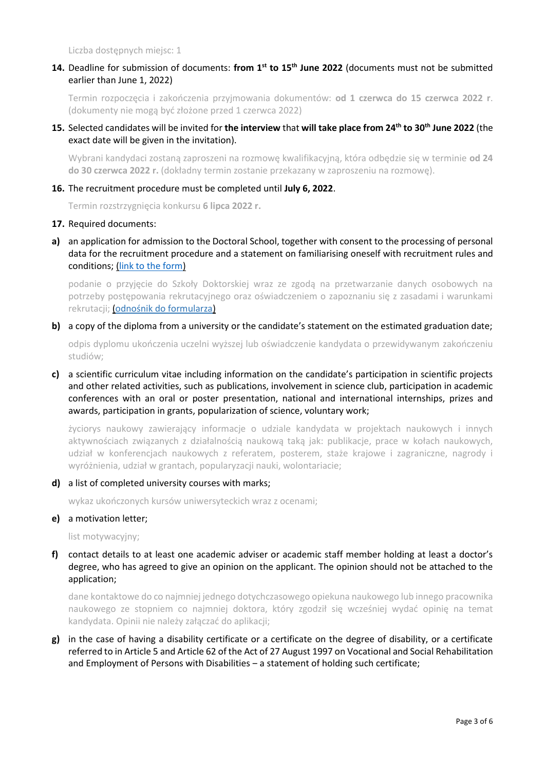Liczba dostępnych miejsc: 1

**14.** Deadline for submission of documents: **from 1st to 15th June 2022** (documents must not be submitted earlier than June 1, 2022)

Termin rozpoczęcia i zakończenia przyjmowania dokumentów: **od 1 czerwca do 15 czerwca 2022 r**. (dokumenty nie mogą być złożone przed 1 czerwca 2022)

**15.** Selected candidates will be invited for **the interview** that **will take place from 24th to 30th June 2022** (the exact date will be given in the invitation).

Wybrani kandydaci zostaną zaproszeni na rozmowę kwalifikacyjną, która odbędzie się w terminie **od 24 do 30 czerwca 2022 r.** (dokładny termin zostanie przekazany w zaproszeniu na rozmowę).

**16.** The recruitment procedure must be completed until **July 6, 2022**.

Termin rozstrzygnięcia konkursu **6 lipca 2022 r.**

**17.** Required documents:

**a)** an application for admission to the Doctoral School, together with consent to the processing of personal data for the recruitment procedure and a statement on familiarising oneself with recruitment rules and conditions; (link to the form)

podanie o przyjęcie do Szkoły Doktorskiej wraz ze zgodą na przetwarzanie danych osobowych na potrzeby postępowania rekrutacyjnego oraz oświadczeniem o zapoznaniu się z zasadami i warunkami rekrutacji; (odnośnik do formularza)

**b)** a copy of the diploma from a university or the candidate's statement on the estimated graduation date;

odpis dyplomu ukończenia uczelni wyższej lub oświadczenie kandydata o przewidywanym zakończeniu studiów;

**c)** a scientific curriculum vitae including information on the candidate's participation in scientific projects and other related activities, such as publications, involvement in science club, participation in academic conferences with an oral or poster presentation, national and international internships, prizes and awards, participation in grants, popularization of science, voluntary work;

życiorys naukowy zawierający informacje o udziale kandydata w projektach naukowych i innych aktywnościach związanych z działalnością naukową taką jak: publikacje, prace w kołach naukowych, udział w konferencjach naukowych z referatem, posterem, staże krajowe i zagraniczne, nagrody i wyróżnienia, udział w grantach, popularyzacji nauki, wolontariacie;

**d)** a list of completed university courses with marks;

wykaz ukończonych kursów uniwersyteckich wraz z ocenami;

**e)** a motivation letter;

list motywacyjny;

**f)** contact details to at least one academic adviser or academic staff member holding at least a doctor's degree, who has agreed to give an opinion on the applicant. The opinion should not be attached to the application;

dane kontaktowe do co najmniej jednego dotychczasowego opiekuna naukowego lub innego pracownika naukowego ze stopniem co najmniej doktora, który zgodził się wcześniej wydać opinię na temat kandydata. Opinii nie należy załączać do aplikacji;

**g)** in the case of having a disability certificate or a certificate on the degree of disability, or a certificate referred to in Article 5 and Article 62 of the Act of 27 August 1997 on Vocational and Social Rehabilitation and Employment of Persons with Disabilities – a statement of holding such certificate;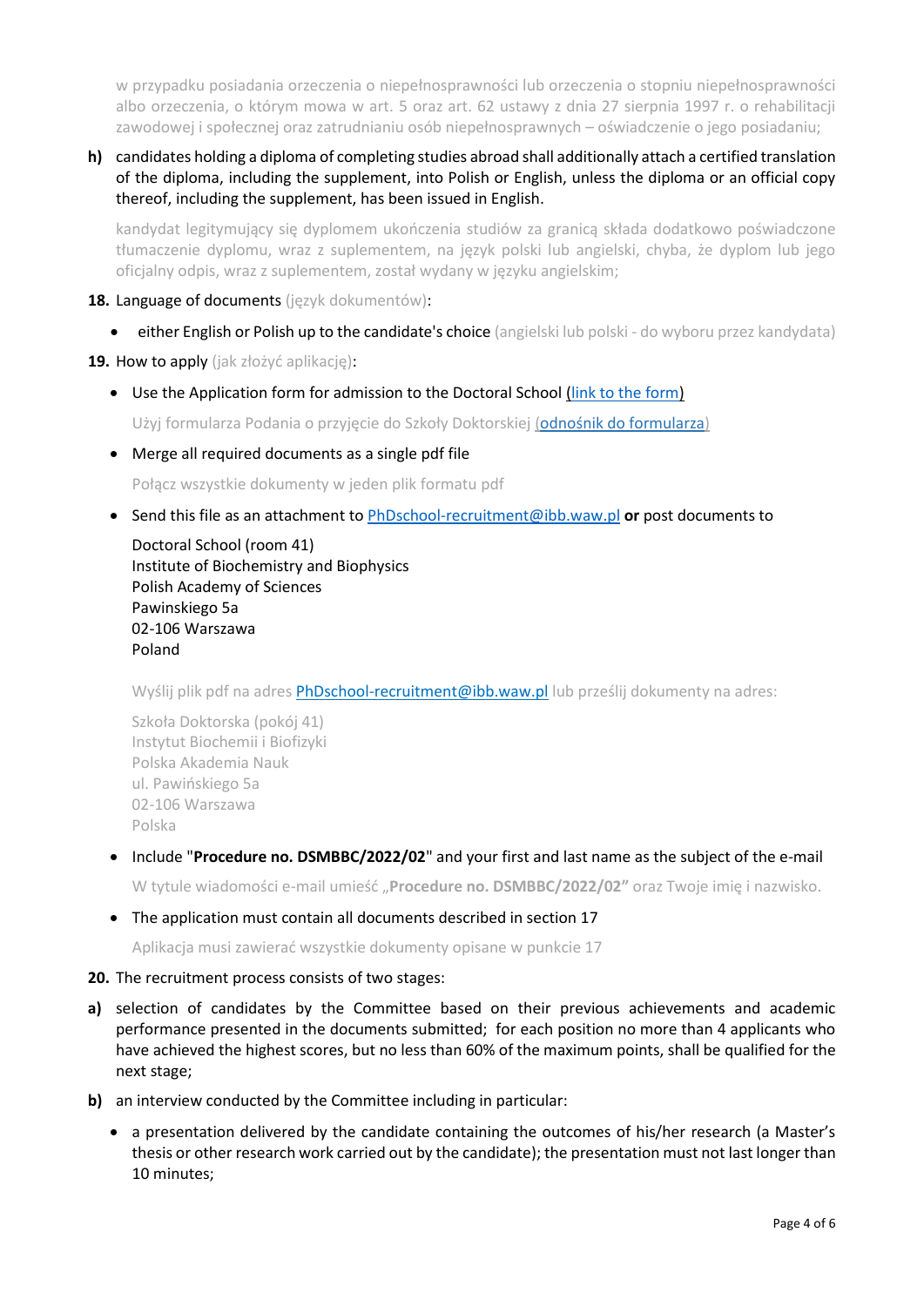w przypadku posiadania orzeczenia o niepełnosprawności lub orzeczenia o stopniu niepełnosprawności albo orzeczenia, o którym mowa w art. 5 oraz art. 62 ustawy z dnia 27 sierpnia 1997 r. o rehabilitacji zawodowej i społecznej oraz zatrudnianiu osób niepełnosprawnych – oświadczenie o jego posiadaniu;

**h)** candidates holding a diploma of completing studies abroad shall additionally attach a certified translation of the diploma, including the supplement, into Polish or English, unless the diploma or an official copy thereof, including the supplement, has been issued in English.

kandydat legitymujący się dyplomem ukończenia studiów za granicą składa dodatkowo poświadczone tłumaczenie dyplomu, wraz z suplementem, na język polski lub angielski, chyba, że dyplom lub jego oficjalny odpis, wraz z suplementem, został wydany w języku angielskim;

**18.** Language of documents (język dokumentów):

- either English or Polish up to the candidate's choice (angielski lub polski - do wyboru przez kandydata)

**19.** How to apply (jak złożyć aplikację):

- Use the Application form for admission to the Doctoral School (link to the form)

  Użyj formularza Podania o przyjęcie do Szkoły Doktorskiej (odnośnik do formularza)

- Merge all required documents as a single pdf file

  Połącz wszystkie dokumenty w jeden plik formatu pdf

- Send this file as an attachment to PhDschool-recruitment@ibb.waw.pl **or** post documents to

  Doctoral School (room 41)
  Institute of Biochemistry and Biophysics
  Polish Academy of Sciences
  Pawinskiego 5a
  02-106 Warszawa
  Poland

  Wyślij plik pdf na adres PhDschool-recruitment@ibb.waw.pl lub prześlij dokumenty na adres:

  Szkoła Doktorska (pokój 41)
  Instytut Biochemii i Biofizyki
  Polska Akademia Nauk
  ul. Pawińskiego 5a
  02-106 Warszawa
  Polska

- Include "**Procedure no. DSMBBC/2022/02**" and your first and last name as the subject of the e-mail

  W tytule wiadomości e-mail umieść „**Procedure no. DSMBBC/2022/02"** oraz Twoje imię i nazwisko.

- The application must contain all documents described in section 17

  Aplikacja musi zawierać wszystkie dokumenty opisane w punkcie 17

**20.** The recruitment process consists of two stages:

**a)** selection of candidates by the Committee based on their previous achievements and academic performance presented in the documents submitted; for each position no more than 4 applicants who have achieved the highest scores, but no less than 60% of the maximum points, shall be qualified for the next stage;

**b)** an interview conducted by the Committee including in particular:

- a presentation delivered by the candidate containing the outcomes of his/her research (a Master's thesis or other research work carried out by the candidate); the presentation must not last longer than 10 minutes;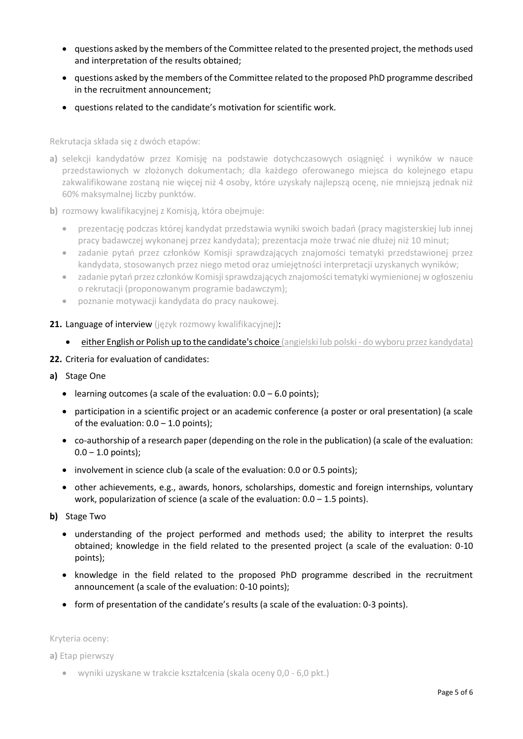- questions asked by the members of the Committee related to the presented project, the methods used and interpretation of the results obtained;
- questions asked by the members of the Committee related to the proposed PhD programme described in the recruitment announcement;
- questions related to the candidate's motivation for scientific work.

Rekrutacja składa się z dwóch etapów:

**a)** selekcji kandydatów przez Komisję na podstawie dotychczasowych osiągnięć i wyników w nauce przedstawionych w złożonych dokumentach; dla każdego oferowanego miejsca do kolejnego etapu zakwalifikowane zostaną nie więcej niż 4 osoby, które uzyskały najlepszą ocenę, nie mniejszą jednak niż 60% maksymalnej liczby punktów.

**b)** rozmowy kwalifikacyjnej z Komisją, która obejmuje:

- prezentację podczas której kandydat przedstawia wyniki swoich badań (pracy magisterskiej lub innej pracy badawczej wykonanej przez kandydata); prezentacja może trwać nie dłużej niż 10 minut;
- zadanie pytań przez członków Komisji sprawdzających znajomości tematyki przedstawionej przez kandydata, stosowanych przez niego metod oraz umiejętności interpretacji uzyskanych wyników;
- zadanie pytań przez członków Komisji sprawdzających znajomości tematyki wymienionej w ogłoszeniu o rekrutacji (proponowanym programie badawczym);
- poznanie motywacji kandydata do pracy naukowej.

**21.** Language of interview (język rozmowy kwalifikacyjnej):

- either English or Polish up to the candidate's choice (angielski lub polski - do wyboru przez kandydata)

**22.** Criteria for evaluation of candidates:

**a)** Stage One

- learning outcomes (a scale of the evaluation: 0.0 – 6.0 points);
- participation in a scientific project or an academic conference (a poster or oral presentation) (a scale of the evaluation: 0.0 – 1.0 points);
- co-authorship of a research paper (depending on the role in the publication) (a scale of the evaluation: 0.0 – 1.0 points);
- involvement in science club (a scale of the evaluation: 0.0 or 0.5 points);
- other achievements, e.g., awards, honors, scholarships, domestic and foreign internships, voluntary work, popularization of science (a scale of the evaluation: 0.0 – 1.5 points).

**b)** Stage Two

- understanding of the project performed and methods used; the ability to interpret the results obtained; knowledge in the field related to the presented project (a scale of the evaluation: 0-10 points);
- knowledge in the field related to the proposed PhD programme described in the recruitment announcement (a scale of the evaluation: 0-10 points);
- form of presentation of the candidate's results (a scale of the evaluation: 0-3 points).

Kryteria oceny:

**a)** Etap pierwszy

- wyniki uzyskane w trakcie kształcenia (skala oceny 0,0 - 6,0 pkt.)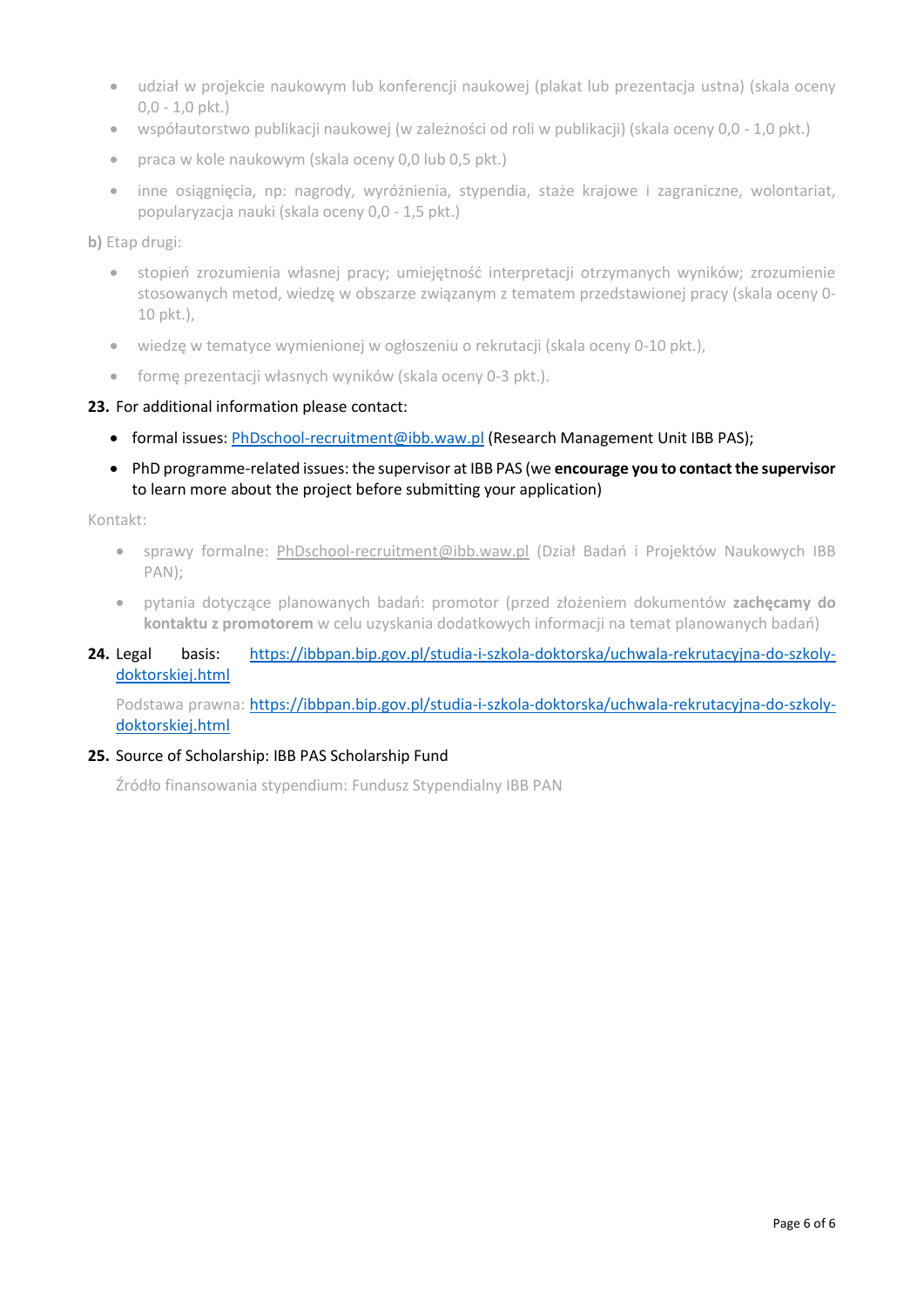- udział w projekcie naukowym lub konferencji naukowej (plakat lub prezentacja ustna) (skala oceny 0,0 - 1,0 pkt.)
- współautorstwo publikacji naukowej (w zależności od roli w publikacji) (skala oceny 0,0 - 1,0 pkt.)
- praca w kole naukowym (skala oceny 0,0 lub 0,5 pkt.)
- inne osiągnięcia, np: nagrody, wyróżnienia, stypendia, staże krajowe i zagraniczne, wolontariat, popularyzacja nauki (skala oceny 0,0 - 1,5 pkt.)

**b)** Etap drugi:

- stopień zrozumienia własnej pracy; umiejętność interpretacji otrzymanych wyników; zrozumienie stosowanych metod, wiedzę w obszarze związanym z tematem przedstawionej pracy (skala oceny 0-10 pkt.),
- wiedzę w tematyce wymienionej w ogłoszeniu o rekrutacji (skala oceny 0-10 pkt.),
- formę prezentacji własnych wyników (skala oceny 0-3 pkt.).

**23.** For additional information please contact:

- formal issues: PhDschool-recruitment@ibb.waw.pl (Research Management Unit IBB PAS);
- PhD programme-related issues: the supervisor at IBB PAS (we **encourage you to contact the supervisor** to learn more about the project before submitting your application)

Kontakt:

- sprawy formalne: PhDschool-recruitment@ibb.waw.pl (Dział Badań i Projektów Naukowych IBB PAN);
- pytania dotyczące planowanych badań: promotor (przed złożeniem dokumentów **zachęcamy do kontaktu z promotorem** w celu uzyskania dodatkowych informacji na temat planowanych badań)

**24.** Legal basis: https://ibbpan.bip.gov.pl/studia-i-szkola-doktorska/uchwala-rekrutacyjna-do-szkoly-doktorskiej.html

Podstawa prawna: https://ibbpan.bip.gov.pl/studia-i-szkola-doktorska/uchwala-rekrutacyjna-do-szkoly-doktorskiej.html

**25.** Source of Scholarship: IBB PAS Scholarship Fund

Źródło finansowania stypendium: Fundusz Stypendialny IBB PAN